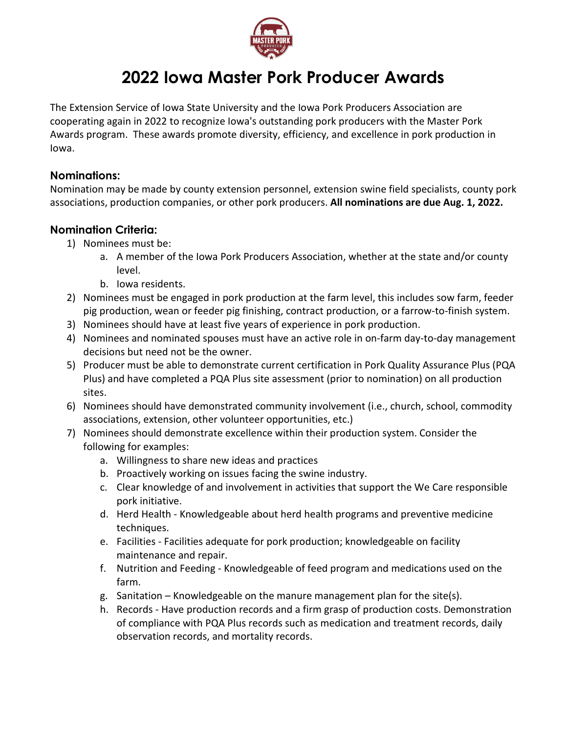# 2022 Iowa Master Pork Producer Awards

The Extension Service of Iowa State University and the Iowa Pork Producers Association are cooperating again in 2022 to recognize Iowa's outstanding pork producers with the Master Pork Awards program. These awards promote diversity, efficiency, and excellence in pork production in Iowa.

### Nominations:

Nomination may be made by county extension personnel, extension swine field specialists, county pork associations, production companies, or other pork producers. **All nominations are due Aug. 1, 2022.**

### Nomination Criteria:

1) Nominees must be:
    a. A member of the Iowa Pork Producers Association, whether at the state and/or county level.
    b. Iowa residents.
2) Nominees must be engaged in pork production at the farm level, this includes sow farm, feeder pig production, wean or feeder pig finishing, contract production, or a farrow-to-finish system.
3) Nominees should have at least five years of experience in pork production.
4) Nominees and nominated spouses must have an active role in on-farm day-to-day management decisions but need not be the owner.
5) Producer must be able to demonstrate current certification in Pork Quality Assurance Plus (PQA Plus) and have completed a PQA Plus site assessment (prior to nomination) on all production sites.
6) Nominees should have demonstrated community involvement (i.e., church, school, commodity associations, extension, other volunteer opportunities, etc.)
7) Nominees should demonstrate excellence within their production system. Consider the following for examples:
    a. Willingness to share new ideas and practices
    b. Proactively working on issues facing the swine industry.
    c. Clear knowledge of and involvement in activities that support the We Care responsible pork initiative.
    d. Herd Health - Knowledgeable about herd health programs and preventive medicine techniques.
    e. Facilities - Facilities adequate for pork production; knowledgeable on facility maintenance and repair.
    f. Nutrition and Feeding - Knowledgeable of feed program and medications used on the farm.
    g. Sanitation – Knowledgeable on the manure management plan for the site(s).
    h. Records - Have production records and a firm grasp of production costs. Demonstration of compliance with PQA Plus records such as medication and treatment records, daily observation records, and mortality records.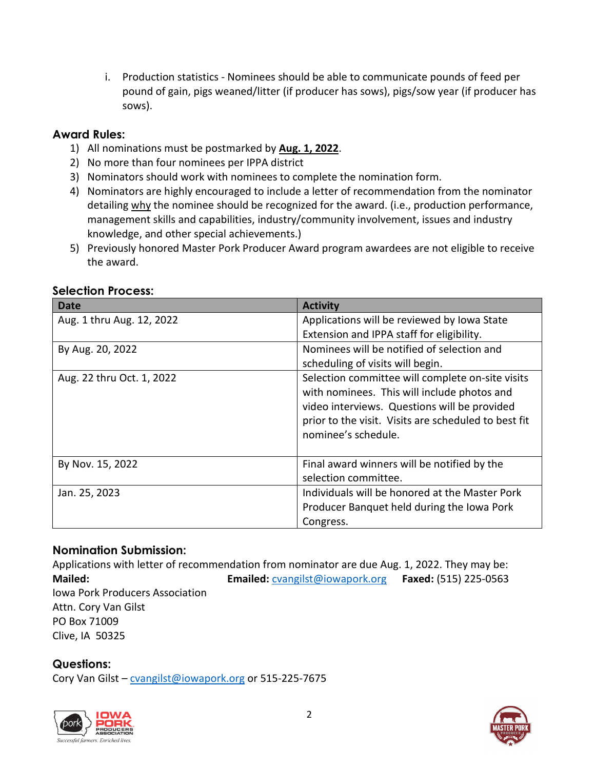i. Production statistics - Nominees should be able to communicate pounds of feed per pound of gain, pigs weaned/litter (if producer has sows), pigs/sow year (if producer has sows).

## Award Rules:

1) All nominations must be postmarked by **Aug. 1, 2022**.
2) No more than four nominees per IPPA district
3) Nominators should work with nominees to complete the nomination form.
4) Nominators are highly encouraged to include a letter of recommendation from the nominator detailing why the nominee should be recognized for the award. (i.e., production performance, management skills and capabilities, industry/community involvement, issues and industry knowledge, and other special achievements.)
5) Previously honored Master Pork Producer Award program awardees are not eligible to receive the award.

## Selection Process:

| Date | Activity |
| --- | --- |
| Aug. 1 thru Aug. 12, 2022 | Applications will be reviewed by Iowa State Extension and IPPA staff for eligibility. |
| By Aug. 20, 2022 | Nominees will be notified of selection and scheduling of visits will begin. |
| Aug. 22 thru Oct. 1, 2022 | Selection committee will complete on-site visits with nominees. This will include photos and video interviews. Questions will be provided prior to the visit. Visits are scheduled to best fit nominee's schedule. |
| By Nov. 15, 2022 | Final award winners will be notified by the selection committee. |
| Jan. 25, 2023 | Individuals will be honored at the Master Pork Producer Banquet held during the Iowa Pork Congress. |

## Nomination Submission:

Applications with letter of recommendation from nominator are due Aug. 1, 2022. They may be:

**Mailed:**
Iowa Pork Producers Association
Attn. Cory Van Gilst
PO Box 71009
Clive, IA 50325

**Emailed:** cvangilst@iowapork.org

**Faxed:** (515) 225-0563

## Questions:

Cory Van Gilst – cvangilst@iowapork.org or 515-225-7675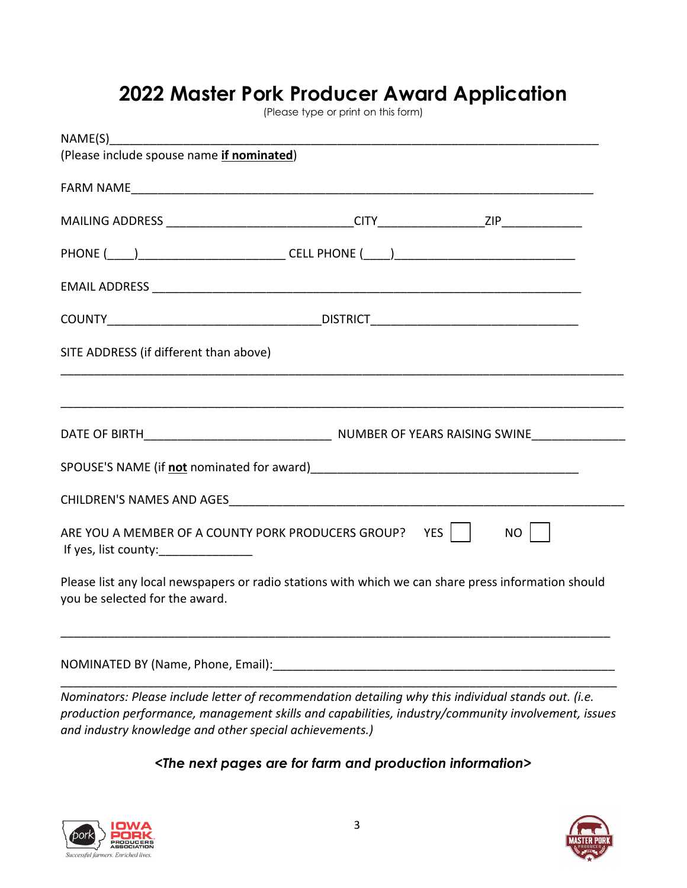# 2022 Master Pork Producer Award Application

(Please type or print on this form)

NAME(S)_____________________________________________________________________________
(Please include spouse name **if nominated**)

FARM NAME___________________________________________________________________________

MAILING ADDRESS ___________________________CITY_______________ZIP____________

PHONE (____)_____________________ CELL PHONE (____)___________________________

EMAIL ADDRESS ______________________________________________________________

COUNTY______________________________DISTRICT______________________________

SITE ADDRESS (if different than above)

_____________________________________________________________________________

_____________________________________________________________________________

DATE OF BIRTH___________________________ NUMBER OF YEARS RAISING SWINE_____________

SPOUSE'S NAME (if **not** nominated for award)_______________________________________

CHILDREN'S NAMES AND AGES___________________________________________________

ARE YOU A MEMBER OF A COUNTY PORK PRODUCERS GROUP? YES ☐ NO ☐
If yes, list county:______________

Please list any local newspapers or radio stations with which we can share press information should you be selected for the award.

_____________________________________________________________________________

NOMINATED BY (Name, Phone, Email):__________________________________________________

_____________________________________________________________________________

*Nominators: Please include letter of recommendation detailing why this individual stands out. (i.e. production performance, management skills and capabilities, industry/community involvement, issues and industry knowledge and other special achievements.)*

***<The next pages are for farm and production information>***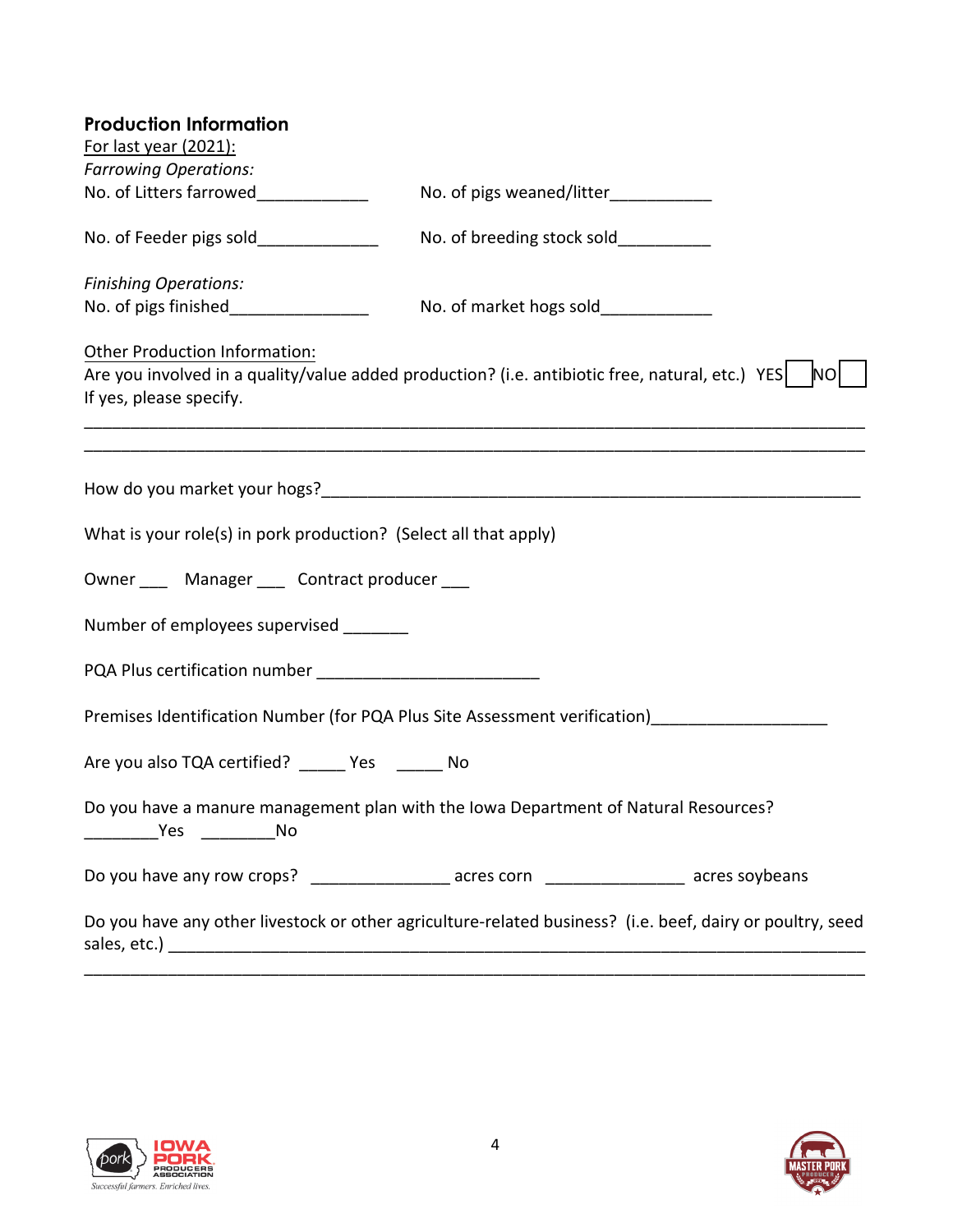## Production Information

For last year (2021):

*Farrowing Operations:*

No. of Litters farrowed____________ No. of pigs weaned/litter___________

No. of Feeder pigs sold_____________ No. of breeding stock sold__________

*Finishing Operations:*

No. of pigs finished_______________ No. of market hogs sold____________

Other Production Information:

Are you involved in a quality/value added production? (i.e. antibiotic free, natural, etc.) YES ☐ NO ☐

If yes, please specify.

_______________________________________________________________________________

_______________________________________________________________________________

How do you market your hogs?__________________________________________________________

What is your role(s) in pork production? (Select all that apply)

Owner ___ Manager ___ Contract producer ___

Number of employees supervised _______

PQA Plus certification number ________________________

Premises Identification Number (for PQA Plus Site Assessment verification)___________________

Are you also TQA certified? _____ Yes _____ No

Do you have a manure management plan with the Iowa Department of Natural Resources?

________Yes ________No

Do you have any row crops? _______________ acres corn _______________ acres soybeans

Do you have any other livestock or other agriculture-related business? (i.e. beef, dairy or poultry, seed sales, etc.) ___________________________________________________________________________

_______________________________________________________________________________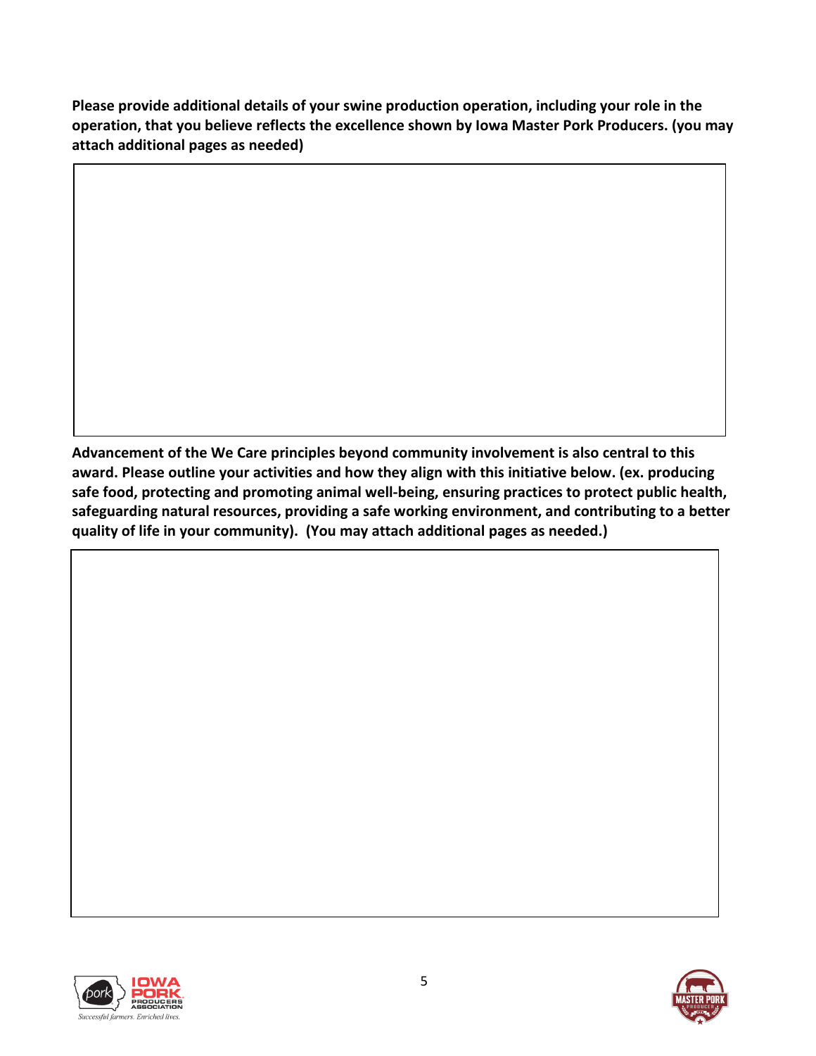**Please provide additional details of your swine production operation, including your role in the operation, that you believe reflects the excellence shown by Iowa Master Pork Producers. (you may attach additional pages as needed)**

**Advancement of the We Care principles beyond community involvement is also central to this award. Please outline your activities and how they align with this initiative below. (ex. producing safe food, protecting and promoting animal well-being, ensuring practices to protect public health, safeguarding natural resources, providing a safe working environment, and contributing to a better quality of life in your community). (You may attach additional pages as needed.)**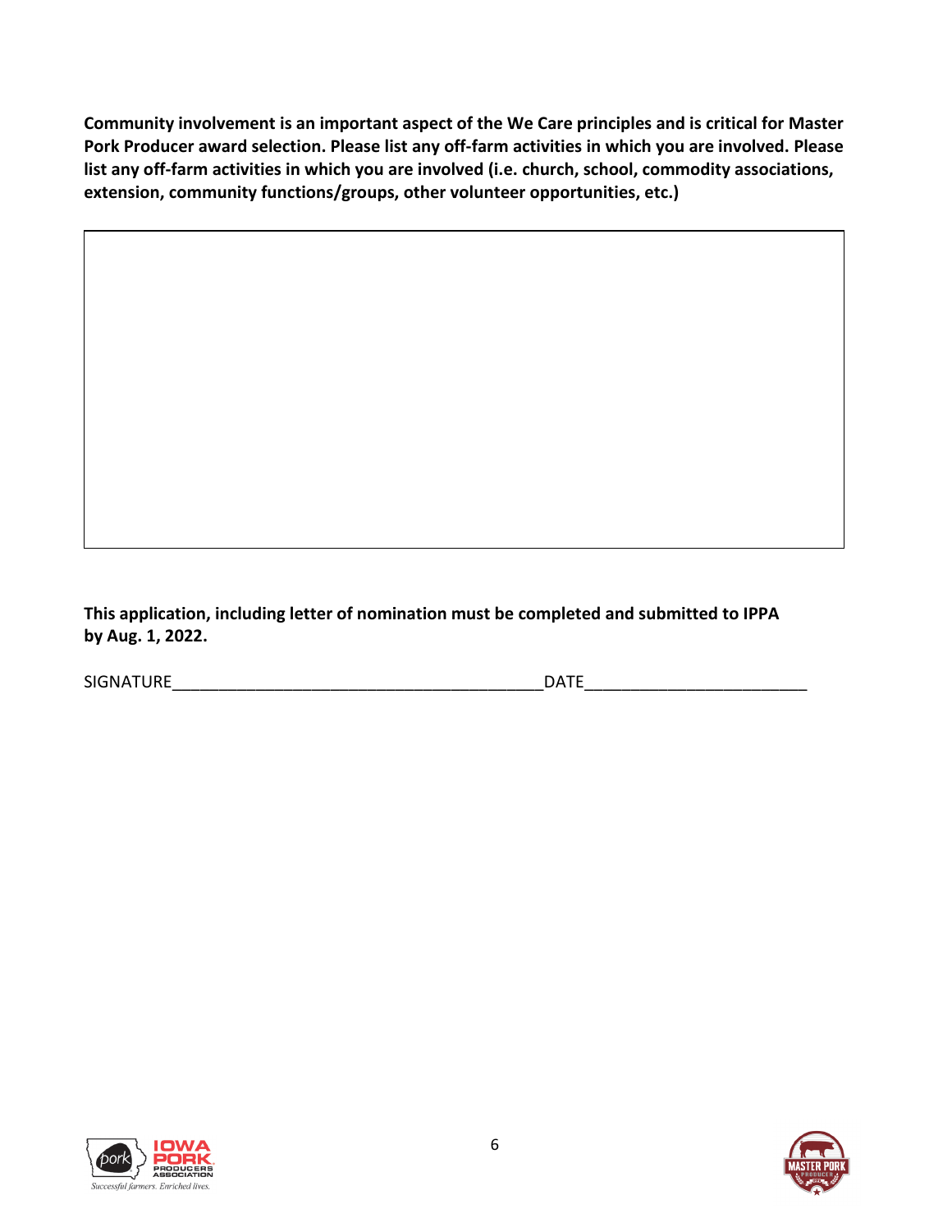**Community involvement is an important aspect of the We Care principles and is critical for Master Pork Producer award selection. Please list any off-farm activities in which you are involved. Please list any off-farm activities in which you are involved (i.e. church, school, commodity associations, extension, community functions/groups, other volunteer opportunities, etc.)**

**This application, including letter of nomination must be completed and submitted to IPPA by Aug. 1, 2022.**

SIGNATURE_________________________________________DATE______________________